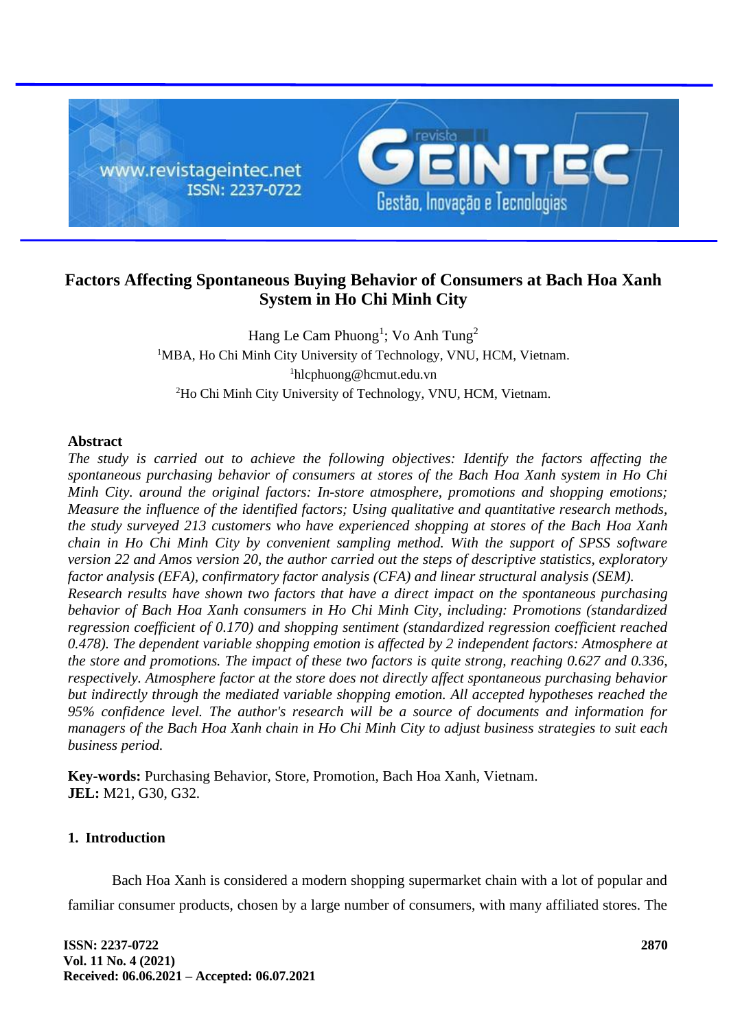# Factors Affecting Spontaneous Buying Behavior of Consumers at Bach Hoa Xanh System in Ho Chi Minh City

Hang Le Cam Phuong[1]; Vo Anh Tung[2]

[1]MBA, Ho Chi Minh City University of Technology, VNU, HCM, Vietnam.

[1]hlcphuong@hcmut.edu.vn

[2]Ho Chi Minh City University of Technology, VNU, HCM, Vietnam.

## Abstract

*The study is carried out to achieve the following objectives: Identify the factors affecting the spontaneous purchasing behavior of consumers at stores of the Bach Hoa Xanh system in Ho Chi Minh City. around the original factors: In-store atmosphere, promotions and shopping emotions; Measure the influence of the identified factors; Using qualitative and quantitative research methods, the study surveyed 213 customers who have experienced shopping at stores of the Bach Hoa Xanh chain in Ho Chi Minh City by convenient sampling method. With the support of SPSS software version 22 and Amos version 20, the author carried out the steps of descriptive statistics, exploratory factor analysis (EFA), confirmatory factor analysis (CFA) and linear structural analysis (SEM).*

*Research results have shown two factors that have a direct impact on the spontaneous purchasing behavior of Bach Hoa Xanh consumers in Ho Chi Minh City, including: Promotions (standardized regression coefficient of 0.170) and shopping sentiment (standardized regression coefficient reached 0.478). The dependent variable shopping emotion is affected by 2 independent factors: Atmosphere at the store and promotions. The impact of these two factors is quite strong, reaching 0.627 and 0.336, respectively. Atmosphere factor at the store does not directly affect spontaneous purchasing behavior but indirectly through the mediated variable shopping emotion. All accepted hypotheses reached the 95% confidence level. The author's research will be a source of documents and information for managers of the Bach Hoa Xanh chain in Ho Chi Minh City to adjust business strategies to suit each business period.*

**Key-words:** Purchasing Behavior, Store, Promotion, Bach Hoa Xanh, Vietnam.
**JEL:** M21, G30, G32.

## 1. Introduction

Bach Hoa Xanh is considered a modern shopping supermarket chain with a lot of popular and familiar consumer products, chosen by a large number of consumers, with many affiliated stores. The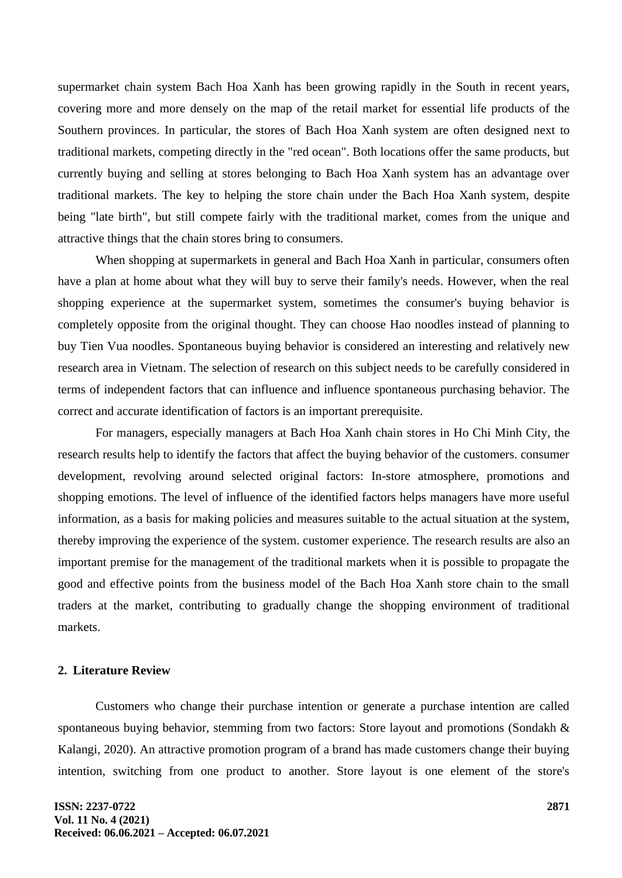supermarket chain system Bach Hoa Xanh has been growing rapidly in the South in recent years, covering more and more densely on the map of the retail market for essential life products of the Southern provinces. In particular, the stores of Bach Hoa Xanh system are often designed next to traditional markets, competing directly in the "red ocean". Both locations offer the same products, but currently buying and selling at stores belonging to Bach Hoa Xanh system has an advantage over traditional markets. The key to helping the store chain under the Bach Hoa Xanh system, despite being "late birth", but still compete fairly with the traditional market, comes from the unique and attractive things that the chain stores bring to consumers.

When shopping at supermarkets in general and Bach Hoa Xanh in particular, consumers often have a plan at home about what they will buy to serve their family's needs. However, when the real shopping experience at the supermarket system, sometimes the consumer's buying behavior is completely opposite from the original thought. They can choose Hao noodles instead of planning to buy Tien Vua noodles. Spontaneous buying behavior is considered an interesting and relatively new research area in Vietnam. The selection of research on this subject needs to be carefully considered in terms of independent factors that can influence and influence spontaneous purchasing behavior. The correct and accurate identification of factors is an important prerequisite.

For managers, especially managers at Bach Hoa Xanh chain stores in Ho Chi Minh City, the research results help to identify the factors that affect the buying behavior of the customers. consumer development, revolving around selected original factors: In-store atmosphere, promotions and shopping emotions. The level of influence of the identified factors helps managers have more useful information, as a basis for making policies and measures suitable to the actual situation at the system, thereby improving the experience of the system. customer experience. The research results are also an important premise for the management of the traditional markets when it is possible to propagate the good and effective points from the business model of the Bach Hoa Xanh store chain to the small traders at the market, contributing to gradually change the shopping environment of traditional markets.

## 2. Literature Review

Customers who change their purchase intention or generate a purchase intention are called spontaneous buying behavior, stemming from two factors: Store layout and promotions (Sondakh & Kalangi, 2020). An attractive promotion program of a brand has made customers change their buying intention, switching from one product to another. Store layout is one element of the store's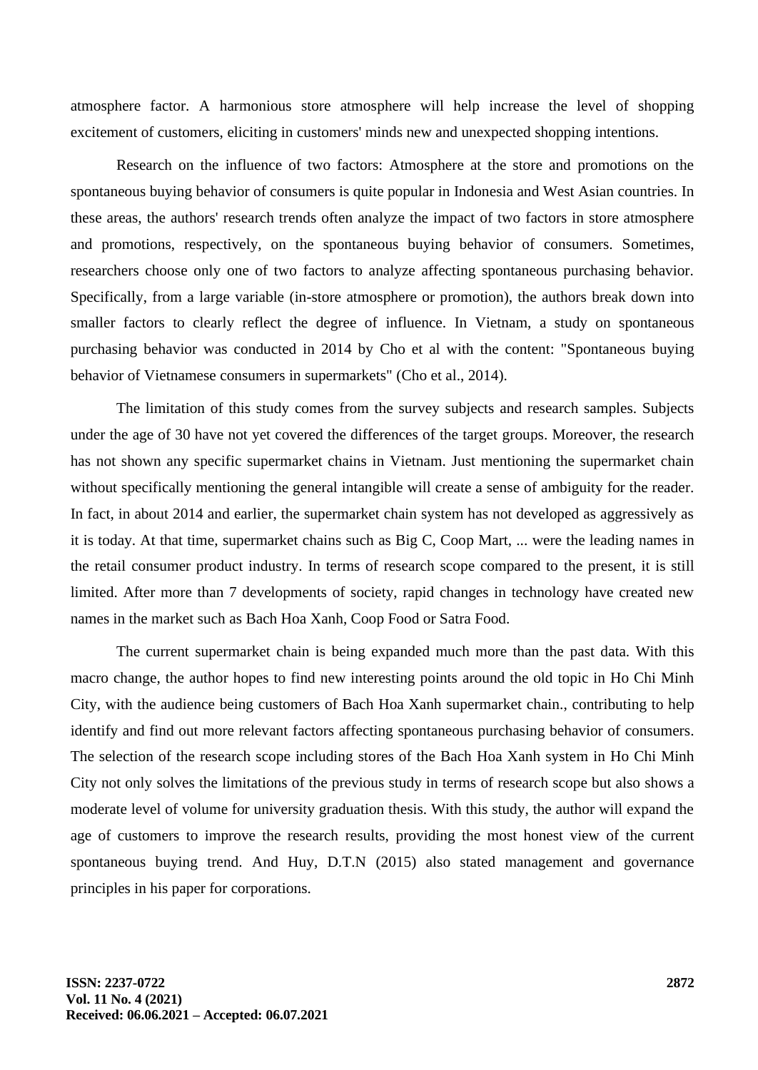atmosphere factor. A harmonious store atmosphere will help increase the level of shopping excitement of customers, eliciting in customers' minds new and unexpected shopping intentions.

Research on the influence of two factors: Atmosphere at the store and promotions on the spontaneous buying behavior of consumers is quite popular in Indonesia and West Asian countries. In these areas, the authors' research trends often analyze the impact of two factors in store atmosphere and promotions, respectively, on the spontaneous buying behavior of consumers. Sometimes, researchers choose only one of two factors to analyze affecting spontaneous purchasing behavior. Specifically, from a large variable (in-store atmosphere or promotion), the authors break down into smaller factors to clearly reflect the degree of influence. In Vietnam, a study on spontaneous purchasing behavior was conducted in 2014 by Cho et al with the content: "Spontaneous buying behavior of Vietnamese consumers in supermarkets" (Cho et al., 2014).

The limitation of this study comes from the survey subjects and research samples. Subjects under the age of 30 have not yet covered the differences of the target groups. Moreover, the research has not shown any specific supermarket chains in Vietnam. Just mentioning the supermarket chain without specifically mentioning the general intangible will create a sense of ambiguity for the reader. In fact, in about 2014 and earlier, the supermarket chain system has not developed as aggressively as it is today. At that time, supermarket chains such as Big C, Coop Mart, ... were the leading names in the retail consumer product industry. In terms of research scope compared to the present, it is still limited. After more than 7 developments of society, rapid changes in technology have created new names in the market such as Bach Hoa Xanh, Coop Food or Satra Food.

The current supermarket chain is being expanded much more than the past data. With this macro change, the author hopes to find new interesting points around the old topic in Ho Chi Minh City, with the audience being customers of Bach Hoa Xanh supermarket chain., contributing to help identify and find out more relevant factors affecting spontaneous purchasing behavior of consumers. The selection of the research scope including stores of the Bach Hoa Xanh system in Ho Chi Minh City not only solves the limitations of the previous study in terms of research scope but also shows a moderate level of volume for university graduation thesis. With this study, the author will expand the age of customers to improve the research results, providing the most honest view of the current spontaneous buying trend. And Huy, D.T.N (2015) also stated management and governance principles in his paper for corporations.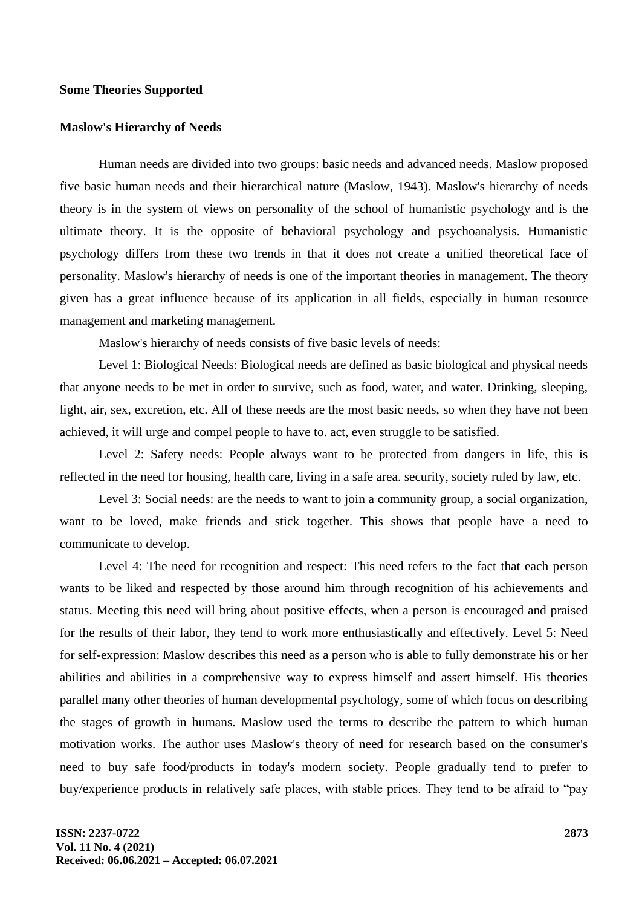**Some Theories Supported**

**Maslow's Hierarchy of Needs**

Human needs are divided into two groups: basic needs and advanced needs. Maslow proposed five basic human needs and their hierarchical nature (Maslow, 1943). Maslow's hierarchy of needs theory is in the system of views on personality of the school of humanistic psychology and is the ultimate theory. It is the opposite of behavioral psychology and psychoanalysis. Humanistic psychology differs from these two trends in that it does not create a unified theoretical face of personality. Maslow's hierarchy of needs is one of the important theories in management. The theory given has a great influence because of its application in all fields, especially in human resource management and marketing management.

Maslow's hierarchy of needs consists of five basic levels of needs:

Level 1: Biological Needs: Biological needs are defined as basic biological and physical needs that anyone needs to be met in order to survive, such as food, water, and water. Drinking, sleeping, light, air, sex, excretion, etc. All of these needs are the most basic needs, so when they have not been achieved, it will urge and compel people to have to. act, even struggle to be satisfied.

Level 2: Safety needs: People always want to be protected from dangers in life, this is reflected in the need for housing, health care, living in a safe area. security, society ruled by law, etc.

Level 3: Social needs: are the needs to want to join a community group, a social organization, want to be loved, make friends and stick together. This shows that people have a need to communicate to develop.

Level 4: The need for recognition and respect: This need refers to the fact that each person wants to be liked and respected by those around him through recognition of his achievements and status. Meeting this need will bring about positive effects, when a person is encouraged and praised for the results of their labor, they tend to work more enthusiastically and effectively. Level 5: Need for self-expression: Maslow describes this need as a person who is able to fully demonstrate his or her abilities and abilities in a comprehensive way to express himself and assert himself. His theories parallel many other theories of human developmental psychology, some of which focus on describing the stages of growth in humans. Maslow used the terms to describe the pattern to which human motivation works. The author uses Maslow's theory of need for research based on the consumer's need to buy safe food/products in today's modern society. People gradually tend to prefer to buy/experience products in relatively safe places, with stable prices. They tend to be afraid to "pay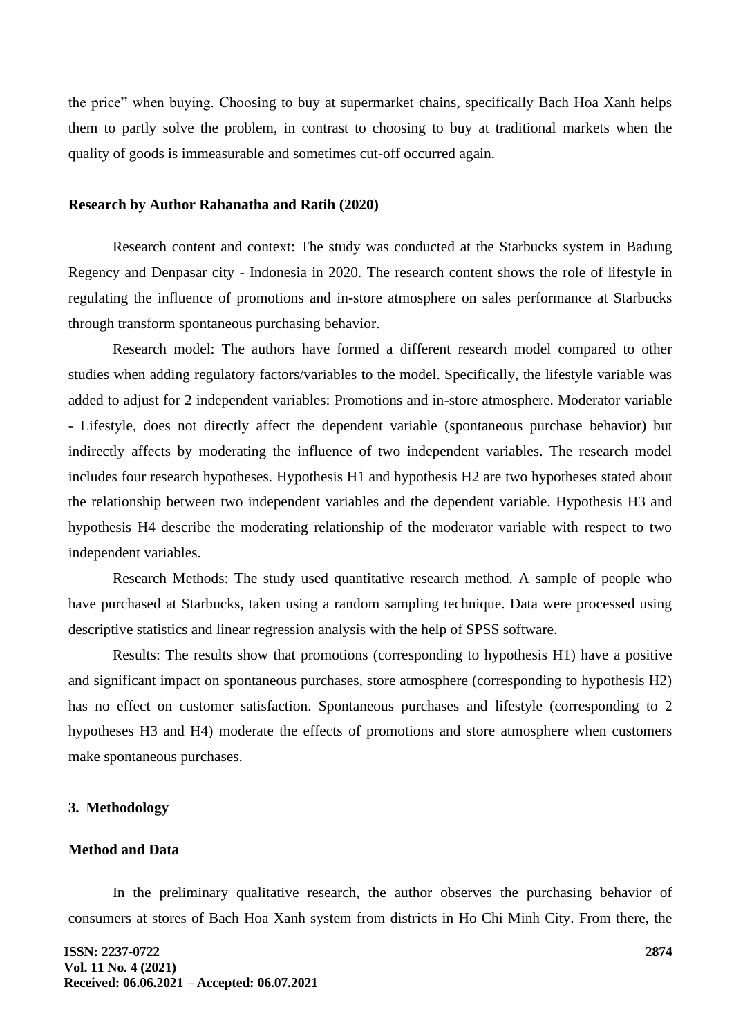the price" when buying. Choosing to buy at supermarket chains, specifically Bach Hoa Xanh helps them to partly solve the problem, in contrast to choosing to buy at traditional markets when the quality of goods is immeasurable and sometimes cut-off occurred again.

**Research by Author Rahanatha and Ratih (2020)**

Research content and context: The study was conducted at the Starbucks system in Badung Regency and Denpasar city - Indonesia in 2020. The research content shows the role of lifestyle in regulating the influence of promotions and in-store atmosphere on sales performance at Starbucks through transform spontaneous purchasing behavior.

Research model: The authors have formed a different research model compared to other studies when adding regulatory factors/variables to the model. Specifically, the lifestyle variable was added to adjust for 2 independent variables: Promotions and in-store atmosphere. Moderator variable - Lifestyle, does not directly affect the dependent variable (spontaneous purchase behavior) but indirectly affects by moderating the influence of two independent variables. The research model includes four research hypotheses. Hypothesis H1 and hypothesis H2 are two hypotheses stated about the relationship between two independent variables and the dependent variable. Hypothesis H3 and hypothesis H4 describe the moderating relationship of the moderator variable with respect to two independent variables.

Research Methods: The study used quantitative research method. A sample of people who have purchased at Starbucks, taken using a random sampling technique. Data were processed using descriptive statistics and linear regression analysis with the help of SPSS software.

Results: The results show that promotions (corresponding to hypothesis H1) have a positive and significant impact on spontaneous purchases, store atmosphere (corresponding to hypothesis H2) has no effect on customer satisfaction. Spontaneous purchases and lifestyle (corresponding to 2 hypotheses H3 and H4) moderate the effects of promotions and store atmosphere when customers make spontaneous purchases.

## 3. Methodology

### Method and Data

In the preliminary qualitative research, the author observes the purchasing behavior of consumers at stores of Bach Hoa Xanh system from districts in Ho Chi Minh City. From there, the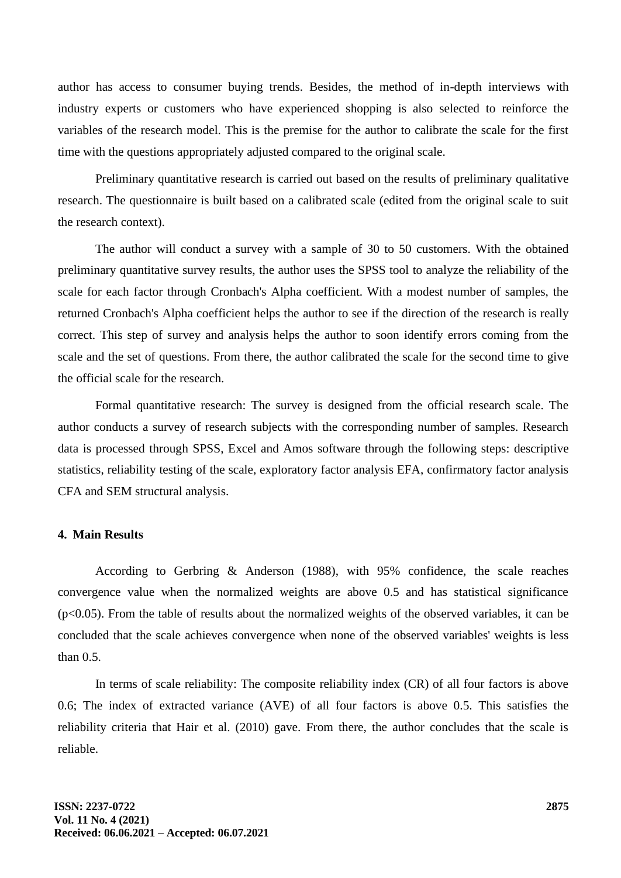author has access to consumer buying trends. Besides, the method of in-depth interviews with industry experts or customers who have experienced shopping is also selected to reinforce the variables of the research model. This is the premise for the author to calibrate the scale for the first time with the questions appropriately adjusted compared to the original scale.

Preliminary quantitative research is carried out based on the results of preliminary qualitative research. The questionnaire is built based on a calibrated scale (edited from the original scale to suit the research context).

The author will conduct a survey with a sample of 30 to 50 customers. With the obtained preliminary quantitative survey results, the author uses the SPSS tool to analyze the reliability of the scale for each factor through Cronbach's Alpha coefficient. With a modest number of samples, the returned Cronbach's Alpha coefficient helps the author to see if the direction of the research is really correct. This step of survey and analysis helps the author to soon identify errors coming from the scale and the set of questions. From there, the author calibrated the scale for the second time to give the official scale for the research.

Formal quantitative research: The survey is designed from the official research scale. The author conducts a survey of research subjects with the corresponding number of samples. Research data is processed through SPSS, Excel and Amos software through the following steps: descriptive statistics, reliability testing of the scale, exploratory factor analysis EFA, confirmatory factor analysis CFA and SEM structural analysis.

## 4. Main Results

According to Gerbring & Anderson (1988), with 95% confidence, the scale reaches convergence value when the normalized weights are above 0.5 and has statistical significance ($p<0.05$). From the table of results about the normalized weights of the observed variables, it can be concluded that the scale achieves convergence when none of the observed variables' weights is less than 0.5.

In terms of scale reliability: The composite reliability index (CR) of all four factors is above 0.6; The index of extracted variance (AVE) of all four factors is above 0.5. This satisfies the reliability criteria that Hair et al. (2010) gave. From there, the author concludes that the scale is reliable.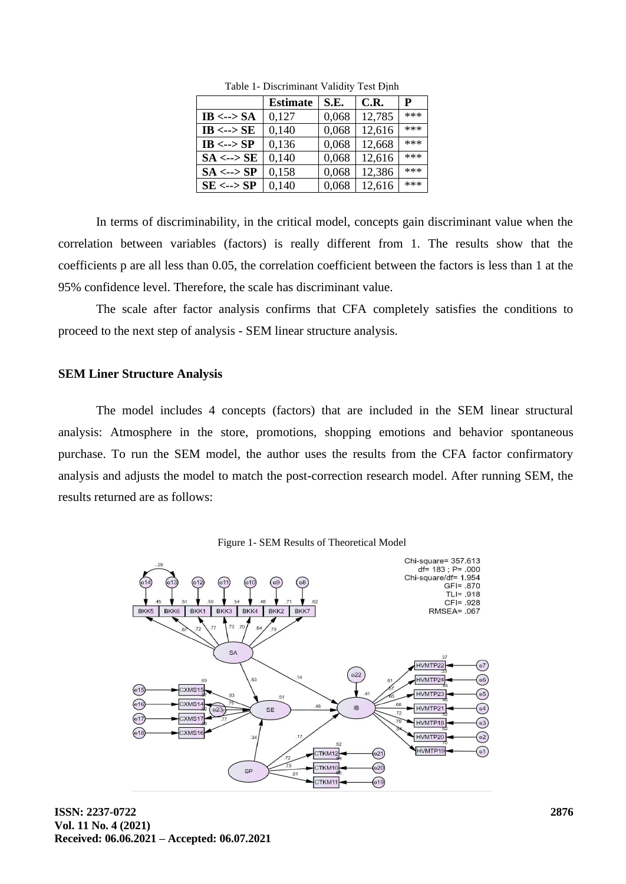Table 1- Discriminant Validity Test Định

| | Estimate | S.E. | C.R. | P |
|---|---|---|---|---|
| **IB <--> SA** | 0,127 | 0,068 | 12,785 | *** |
| **IB <--> SE** | 0,140 | 0,068 | 12,616 | *** |
| **IB <--> SP** | 0,136 | 0,068 | 12,668 | *** |
| **SA <--> SE** | 0,140 | 0,068 | 12,616 | *** |
| **SA <--> SP** | 0,158 | 0,068 | 12,386 | *** |
| **SE <--> SP** | 0,140 | 0,068 | 12,616 | *** |

In terms of discriminability, in the critical model, concepts gain discriminant value when the correlation between variables (factors) is really different from 1. The results show that the coefficients p are all less than 0.05, the correlation coefficient between the factors is less than 1 at the 95% confidence level. Therefore, the scale has discriminant value.

The scale after factor analysis confirms that CFA completely satisfies the conditions to proceed to the next step of analysis - SEM linear structure analysis.

## SEM Liner Structure Analysis

The model includes 4 concepts (factors) that are included in the SEM linear structural analysis: Atmosphere in the store, promotions, shopping emotions and behavior spontaneous purchase. To run the SEM model, the author uses the results from the CFA factor confirmatory analysis and adjusts the model to match the post-correction research model. After running SEM, the results returned are as follows:

Figure 1- SEM Results of Theoretical Model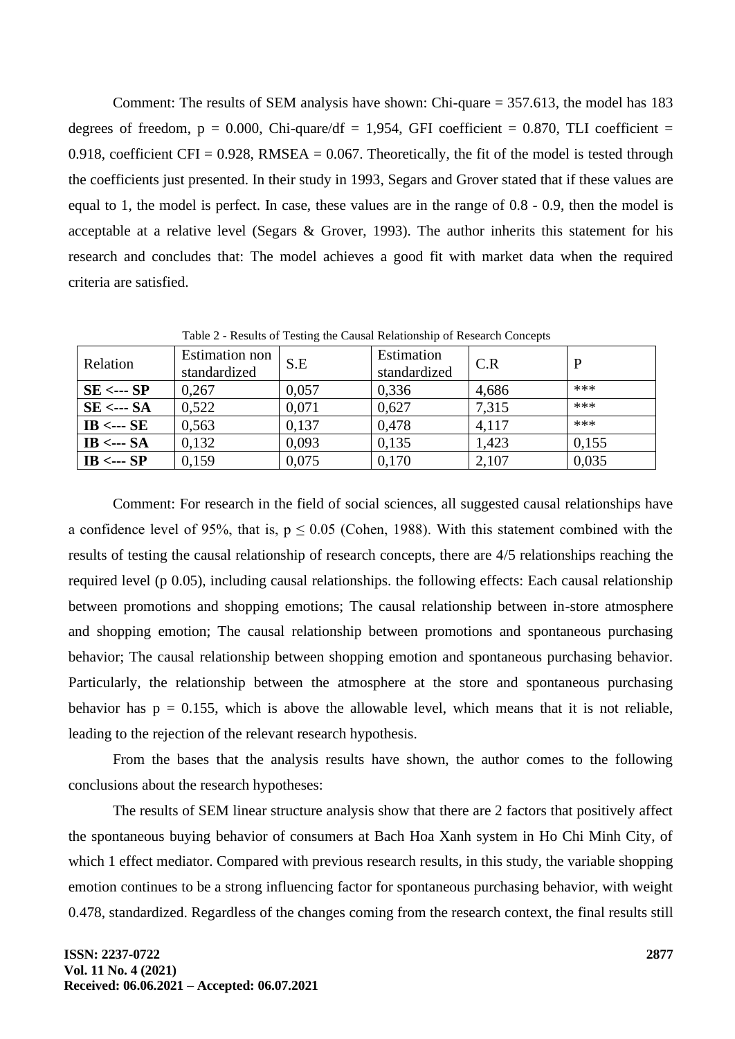Comment: The results of SEM analysis have shown: Chi-quare = 357.613, the model has 183 degrees of freedom, p = 0.000, Chi-quare/df = 1,954, GFI coefficient = 0.870, TLI coefficient = 0.918, coefficient CFI = 0.928, RMSEA = 0.067. Theoretically, the fit of the model is tested through the coefficients just presented. In their study in 1993, Segars and Grover stated that if these values are equal to 1, the model is perfect. In case, these values are in the range of 0.8 - 0.9, then the model is acceptable at a relative level (Segars & Grover, 1993). The author inherits this statement for his research and concludes that: The model achieves a good fit with market data when the required criteria are satisfied.

Table 2 - Results of Testing the Causal Relationship of Research Concepts

| Relation | Estimation non standardized | S.E | Estimation standardized | C.R | P |
|---|---|---|---|---|---|
| **SE <--- SP** | 0,267 | 0,057 | 0,336 | 4,686 | *** |
| **SE <--- SA** | 0,522 | 0,071 | 0,627 | 7,315 | *** |
| **IB <--- SE** | 0,563 | 0,137 | 0,478 | 4,117 | *** |
| **IB <--- SA** | 0,132 | 0,093 | 0,135 | 1,423 | 0,155 |
| **IB <--- SP** | 0,159 | 0,075 | 0,170 | 2,107 | 0,035 |

Comment: For research in the field of social sciences, all suggested causal relationships have a confidence level of 95%, that is, $p \leq 0.05$ (Cohen, 1988). With this statement combined with the results of testing the causal relationship of research concepts, there are 4/5 relationships reaching the required level (p 0.05), including causal relationships. the following effects: Each causal relationship between promotions and shopping emotions; The causal relationship between in-store atmosphere and shopping emotion; The causal relationship between promotions and spontaneous purchasing behavior; The causal relationship between shopping emotion and spontaneous purchasing behavior. Particularly, the relationship between the atmosphere at the store and spontaneous purchasing behavior has p = 0.155, which is above the allowable level, which means that it is not reliable, leading to the rejection of the relevant research hypothesis.

From the bases that the analysis results have shown, the author comes to the following conclusions about the research hypotheses:

The results of SEM linear structure analysis show that there are 2 factors that positively affect the spontaneous buying behavior of consumers at Bach Hoa Xanh system in Ho Chi Minh City, of which 1 effect mediator. Compared with previous research results, in this study, the variable shopping emotion continues to be a strong influencing factor for spontaneous purchasing behavior, with weight 0.478, standardized. Regardless of the changes coming from the research context, the final results still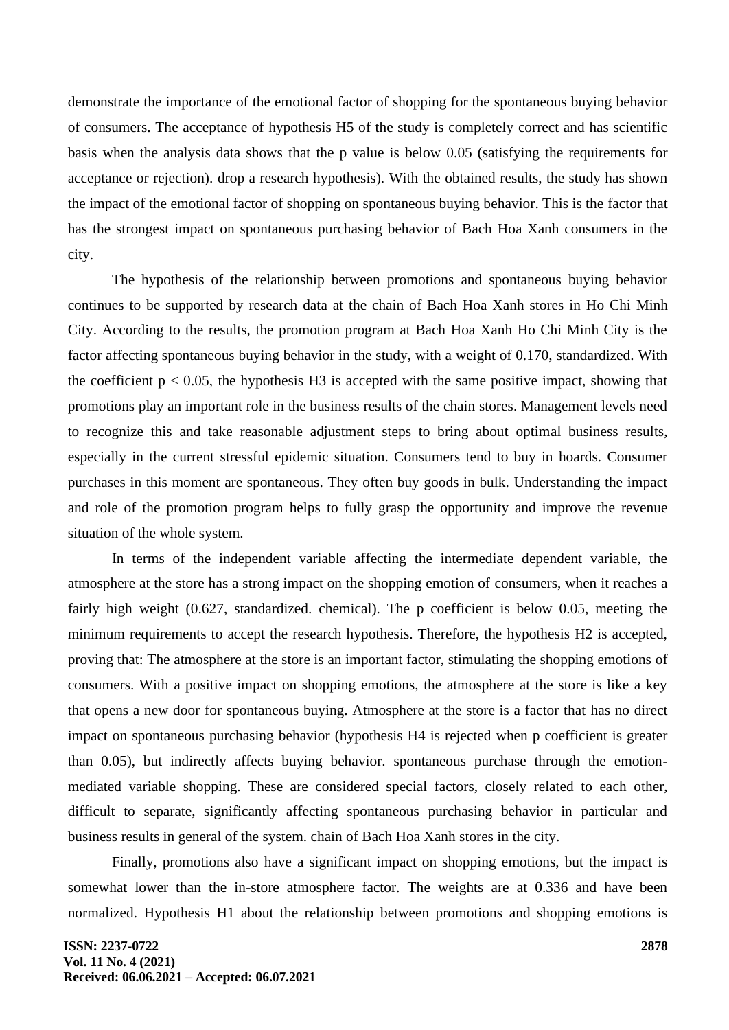demonstrate the importance of the emotional factor of shopping for the spontaneous buying behavior of consumers. The acceptance of hypothesis H5 of the study is completely correct and has scientific basis when the analysis data shows that the p value is below 0.05 (satisfying the requirements for acceptance or rejection). drop a research hypothesis). With the obtained results, the study has shown the impact of the emotional factor of shopping on spontaneous buying behavior. This is the factor that has the strongest impact on spontaneous purchasing behavior of Bach Hoa Xanh consumers in the city.

The hypothesis of the relationship between promotions and spontaneous buying behavior continues to be supported by research data at the chain of Bach Hoa Xanh stores in Ho Chi Minh City. According to the results, the promotion program at Bach Hoa Xanh Ho Chi Minh City is the factor affecting spontaneous buying behavior in the study, with a weight of 0.170, standardized. With the coefficient $p < 0.05$, the hypothesis H3 is accepted with the same positive impact, showing that promotions play an important role in the business results of the chain stores. Management levels need to recognize this and take reasonable adjustment steps to bring about optimal business results, especially in the current stressful epidemic situation. Consumers tend to buy in hoards. Consumer purchases in this moment are spontaneous. They often buy goods in bulk. Understanding the impact and role of the promotion program helps to fully grasp the opportunity and improve the revenue situation of the whole system.

In terms of the independent variable affecting the intermediate dependent variable, the atmosphere at the store has a strong impact on the shopping emotion of consumers, when it reaches a fairly high weight (0.627, standardized. chemical). The p coefficient is below 0.05, meeting the minimum requirements to accept the research hypothesis. Therefore, the hypothesis H2 is accepted, proving that: The atmosphere at the store is an important factor, stimulating the shopping emotions of consumers. With a positive impact on shopping emotions, the atmosphere at the store is like a key that opens a new door for spontaneous buying. Atmosphere at the store is a factor that has no direct impact on spontaneous purchasing behavior (hypothesis H4 is rejected when p coefficient is greater than 0.05), but indirectly affects buying behavior. spontaneous purchase through the emotion-mediated variable shopping. These are considered special factors, closely related to each other, difficult to separate, significantly affecting spontaneous purchasing behavior in particular and business results in general of the system. chain of Bach Hoa Xanh stores in the city.

Finally, promotions also have a significant impact on shopping emotions, but the impact is somewhat lower than the in-store atmosphere factor. The weights are at 0.336 and have been normalized. Hypothesis H1 about the relationship between promotions and shopping emotions is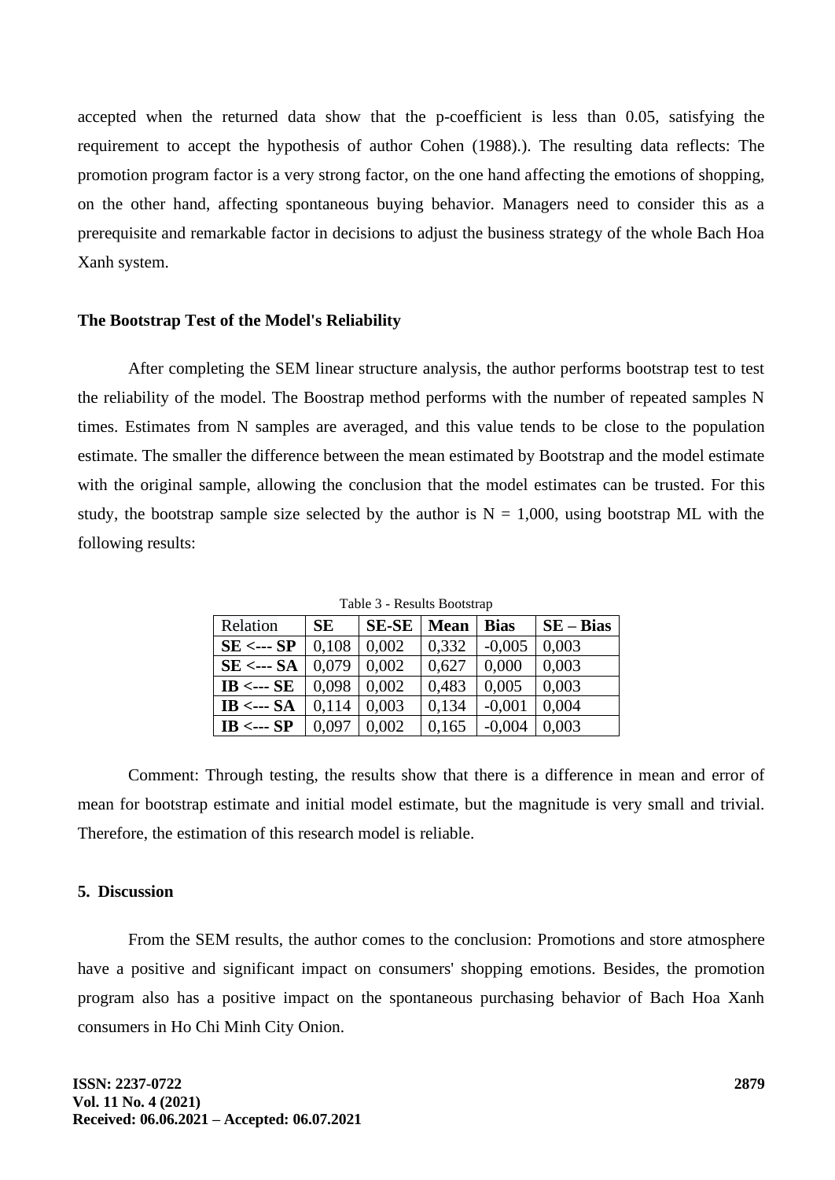accepted when the returned data show that the p-coefficient is less than 0.05, satisfying the requirement to accept the hypothesis of author Cohen (1988).). The resulting data reflects: The promotion program factor is a very strong factor, on the one hand affecting the emotions of shopping, on the other hand, affecting spontaneous buying behavior. Managers need to consider this as a prerequisite and remarkable factor in decisions to adjust the business strategy of the whole Bach Hoa Xanh system.

### The Bootstrap Test of the Model's Reliability

After completing the SEM linear structure analysis, the author performs bootstrap test to test the reliability of the model. The Boostrap method performs with the number of repeated samples N times. Estimates from N samples are averaged, and this value tends to be close to the population estimate. The smaller the difference between the mean estimated by Bootstrap and the model estimate with the original sample, allowing the conclusion that the model estimates can be trusted. For this study, the bootstrap sample size selected by the author is N = 1,000, using bootstrap ML with the following results:

Table 3 - Results Bootstrap

| Relation | **SE** | **SE-SE** | **Mean** | **Bias** | **SE – Bias** |
|---|---|---|---|---|---|
| **SE <--- SP** | 0,108 | 0,002 | 0,332 | -0,005 | 0,003 |
| **SE <--- SA** | 0,079 | 0,002 | 0,627 | 0,000 | 0,003 |
| **IB <--- SE** | 0,098 | 0,002 | 0,483 | 0,005 | 0,003 |
| **IB <--- SA** | 0,114 | 0,003 | 0,134 | -0,001 | 0,004 |
| **IB <--- SP** | 0,097 | 0,002 | 0,165 | -0,004 | 0,003 |

Comment: Through testing, the results show that there is a difference in mean and error of mean for bootstrap estimate and initial model estimate, but the magnitude is very small and trivial. Therefore, the estimation of this research model is reliable.

## 5. Discussion

From the SEM results, the author comes to the conclusion: Promotions and store atmosphere have a positive and significant impact on consumers' shopping emotions. Besides, the promotion program also has a positive impact on the spontaneous purchasing behavior of Bach Hoa Xanh consumers in Ho Chi Minh City Onion.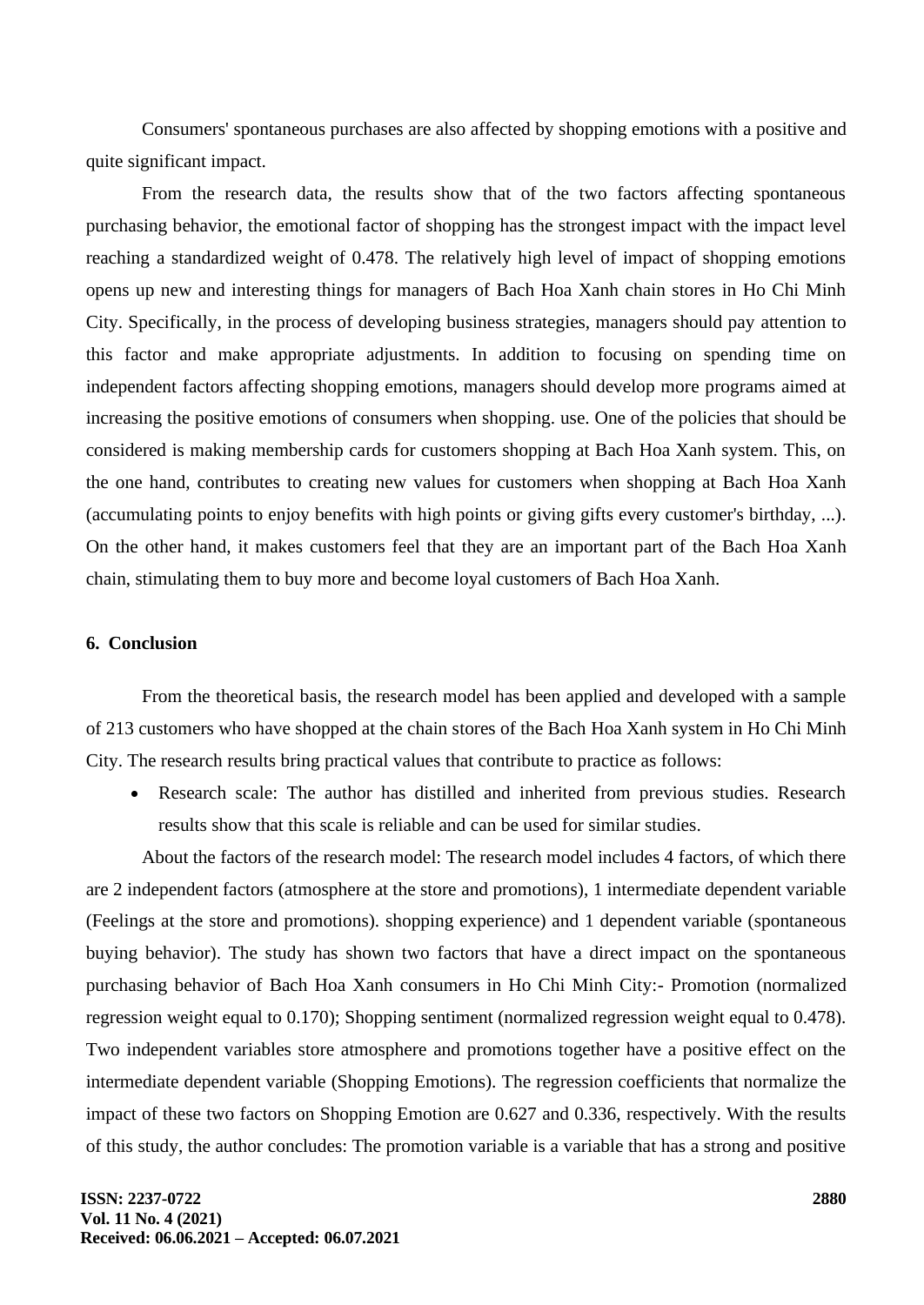Consumers' spontaneous purchases are also affected by shopping emotions with a positive and quite significant impact.

From the research data, the results show that of the two factors affecting spontaneous purchasing behavior, the emotional factor of shopping has the strongest impact with the impact level reaching a standardized weight of 0.478. The relatively high level of impact of shopping emotions opens up new and interesting things for managers of Bach Hoa Xanh chain stores in Ho Chi Minh City. Specifically, in the process of developing business strategies, managers should pay attention to this factor and make appropriate adjustments. In addition to focusing on spending time on independent factors affecting shopping emotions, managers should develop more programs aimed at increasing the positive emotions of consumers when shopping. use. One of the policies that should be considered is making membership cards for customers shopping at Bach Hoa Xanh system. This, on the one hand, contributes to creating new values for customers when shopping at Bach Hoa Xanh (accumulating points to enjoy benefits with high points or giving gifts every customer's birthday, ...). On the other hand, it makes customers feel that they are an important part of the Bach Hoa Xanh chain, stimulating them to buy more and become loyal customers of Bach Hoa Xanh.

## 6. Conclusion

From the theoretical basis, the research model has been applied and developed with a sample of 213 customers who have shopped at the chain stores of the Bach Hoa Xanh system in Ho Chi Minh City. The research results bring practical values that contribute to practice as follows:

- Research scale: The author has distilled and inherited from previous studies. Research results show that this scale is reliable and can be used for similar studies.

About the factors of the research model: The research model includes 4 factors, of which there are 2 independent factors (atmosphere at the store and promotions), 1 intermediate dependent variable (Feelings at the store and promotions). shopping experience) and 1 dependent variable (spontaneous buying behavior). The study has shown two factors that have a direct impact on the spontaneous purchasing behavior of Bach Hoa Xanh consumers in Ho Chi Minh City:- Promotion (normalized regression weight equal to 0.170); Shopping sentiment (normalized regression weight equal to 0.478). Two independent variables store atmosphere and promotions together have a positive effect on the intermediate dependent variable (Shopping Emotions). The regression coefficients that normalize the impact of these two factors on Shopping Emotion are 0.627 and 0.336, respectively. With the results of this study, the author concludes: The promotion variable is a variable that has a strong and positive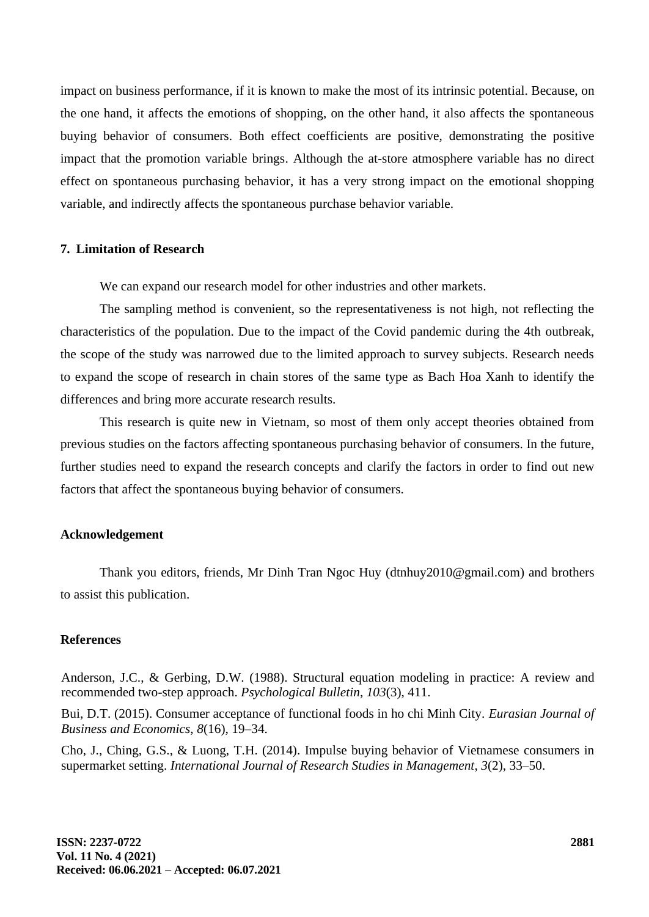impact on business performance, if it is known to make the most of its intrinsic potential. Because, on the one hand, it affects the emotions of shopping, on the other hand, it also affects the spontaneous buying behavior of consumers. Both effect coefficients are positive, demonstrating the positive impact that the promotion variable brings. Although the at-store atmosphere variable has no direct effect on spontaneous purchasing behavior, it has a very strong impact on the emotional shopping variable, and indirectly affects the spontaneous purchase behavior variable.

## 7. Limitation of Research

We can expand our research model for other industries and other markets.

The sampling method is convenient, so the representativeness is not high, not reflecting the characteristics of the population. Due to the impact of the Covid pandemic during the 4th outbreak, the scope of the study was narrowed due to the limited approach to survey subjects. Research needs to expand the scope of research in chain stores of the same type as Bach Hoa Xanh to identify the differences and bring more accurate research results.

This research is quite new in Vietnam, so most of them only accept theories obtained from previous studies on the factors affecting spontaneous purchasing behavior of consumers. In the future, further studies need to expand the research concepts and clarify the factors in order to find out new factors that affect the spontaneous buying behavior of consumers.

## Acknowledgement

Thank you editors, friends, Mr Dinh Tran Ngoc Huy (dtnhuy2010@gmail.com) and brothers to assist this publication.

## References

Anderson, J.C., & Gerbing, D.W. (1988). Structural equation modeling in practice: A review and recommended two-step approach. *Psychological Bulletin*, *103*(3), 411.

Bui, D.T. (2015). Consumer acceptance of functional foods in ho chi Minh City. *Eurasian Journal of Business and Economics*, *8*(16), 19–34.

Cho, J., Ching, G.S., & Luong, T.H. (2014). Impulse buying behavior of Vietnamese consumers in supermarket setting. *International Journal of Research Studies in Management*, *3*(2), 33–50.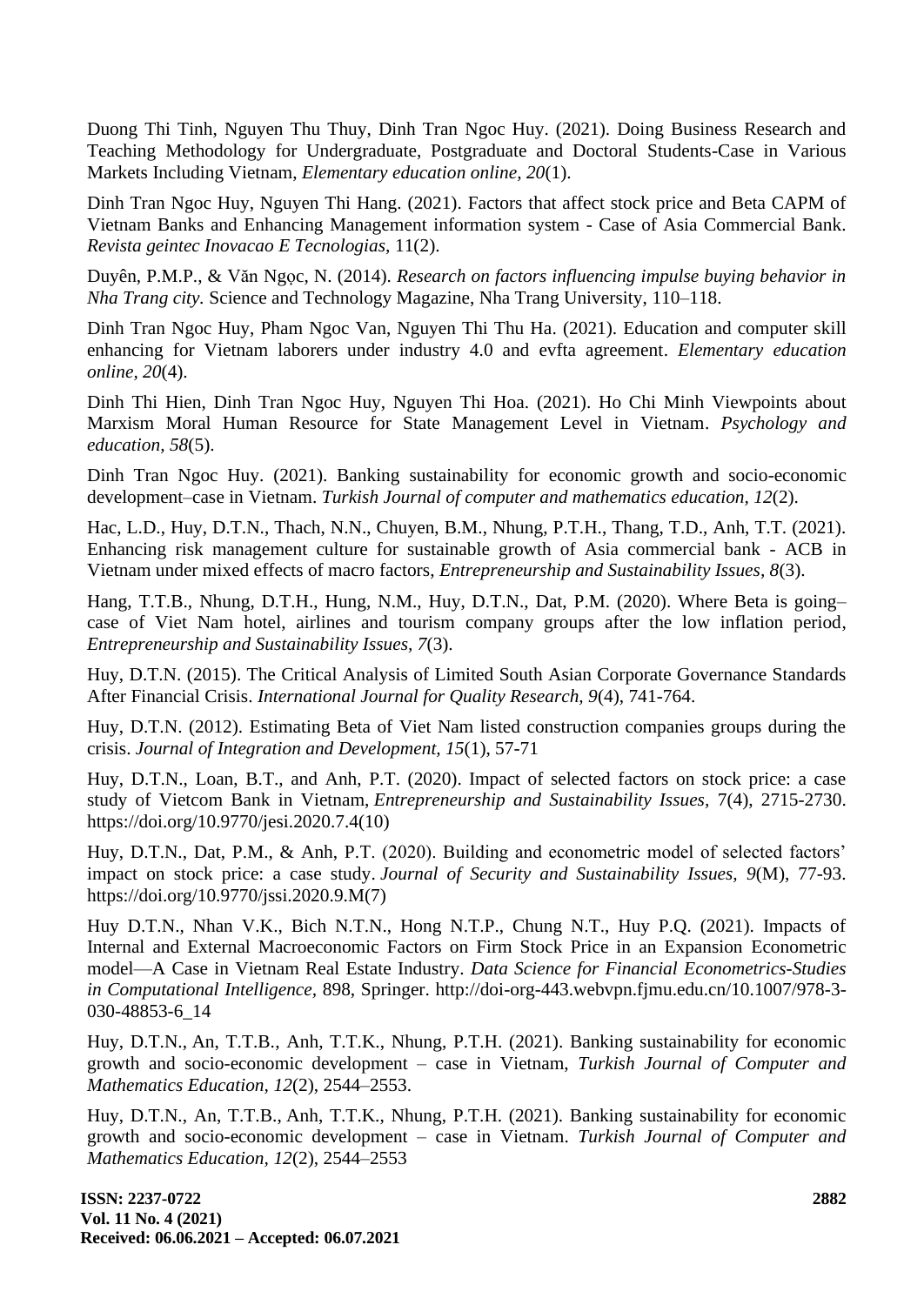Duong Thi Tinh, Nguyen Thu Thuy, Dinh Tran Ngoc Huy. (2021). Doing Business Research and Teaching Methodology for Undergraduate, Postgraduate and Doctoral Students-Case in Various Markets Including Vietnam, *Elementary education online*, *20*(1).

Dinh Tran Ngoc Huy, Nguyen Thi Hang. (2021). Factors that affect stock price and Beta CAPM of Vietnam Banks and Enhancing Management information system - Case of Asia Commercial Bank. *Revista geintec Inovacao E Tecnologias*, 11(2).

Duyên, P.M.P., & Văn Ngọc, N. (2014). *Research on factors influencing impulse buying behavior in Nha Trang city.* Science and Technology Magazine, Nha Trang University, 110–118.

Dinh Tran Ngoc Huy, Pham Ngoc Van, Nguyen Thi Thu Ha. (2021). Education and computer skill enhancing for Vietnam laborers under industry 4.0 and evfta agreement. *Elementary education online*, *20*(4).

Dinh Thi Hien, Dinh Tran Ngoc Huy, Nguyen Thi Hoa. (2021). Ho Chi Minh Viewpoints about Marxism Moral Human Resource for State Management Level in Vietnam. *Psychology and education*, *58*(5).

Dinh Tran Ngoc Huy. (2021). Banking sustainability for economic growth and socio-economic development–case in Vietnam. *Turkish Journal of computer and mathematics education*, *12*(2).

Hac, L.D., Huy, D.T.N., Thach, N.N., Chuyen, B.M., Nhung, P.T.H., Thang, T.D., Anh, T.T. (2021). Enhancing risk management culture for sustainable growth of Asia commercial bank - ACB in Vietnam under mixed effects of macro factors, *Entrepreneurship and Sustainability Issues*, *8*(3).

Hang, T.T.B., Nhung, D.T.H., Hung, N.M., Huy, D.T.N., Dat, P.M. (2020). Where Beta is going–case of Viet Nam hotel, airlines and tourism company groups after the low inflation period, *Entrepreneurship and Sustainability Issues*, *7*(3).

Huy, D.T.N. (2015). The Critical Analysis of Limited South Asian Corporate Governance Standards After Financial Crisis. *International Journal for Quality Research*, *9*(4), 741-764.

Huy, D.T.N. (2012). Estimating Beta of Viet Nam listed construction companies groups during the crisis. *Journal of Integration and Development*, *15*(1), 57-71

Huy, D.T.N., Loan, B.T., and Anh, P.T. (2020). Impact of selected factors on stock price: a case study of Vietcom Bank in Vietnam, *Entrepreneurship and Sustainability Issues*, 7(4), 2715-2730. https://doi.org/10.9770/jesi.2020.7.4(10)

Huy, D.T.N., Dat, P.M., & Anh, P.T. (2020). Building and econometric model of selected factors' impact on stock price: a case study. *Journal of Security and Sustainability Issues*, *9*(M), 77-93. https://doi.org/10.9770/jssi.2020.9.M(7)

Huy D.T.N., Nhan V.K., Bich N.T.N., Hong N.T.P., Chung N.T., Huy P.Q. (2021). Impacts of Internal and External Macroeconomic Factors on Firm Stock Price in an Expansion Econometric model—A Case in Vietnam Real Estate Industry. *Data Science for Financial Econometrics-Studies in Computational Intelligence*, 898, Springer. http://doi-org-443.webvpn.fjmu.edu.cn/10.1007/978-3-030-48853-6_14

Huy, D.T.N., An, T.T.B., Anh, T.T.K., Nhung, P.T.H. (2021). Banking sustainability for economic growth and socio-economic development – case in Vietnam, *Turkish Journal of Computer and Mathematics Education*, *12*(2), 2544–2553.

Huy, D.T.N., An, T.T.B., Anh, T.T.K., Nhung, P.T.H. (2021). Banking sustainability for economic growth and socio-economic development – case in Vietnam. *Turkish Journal of Computer and Mathematics Education*, *12*(2), 2544–2553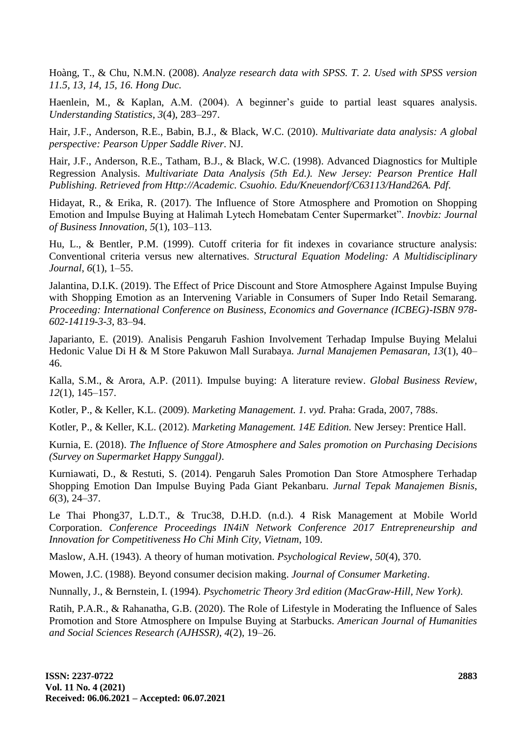Hoàng, T., & Chu, N.M.N. (2008). *Analyze research data with SPSS. T. 2. Used with SPSS version 11.5, 13, 14, 15, 16. Hong Duc.*

Haenlein, M., & Kaplan, A.M. (2004). A beginner's guide to partial least squares analysis. *Understanding Statistics*, *3*(4), 283–297.

Hair, J.F., Anderson, R.E., Babin, B.J., & Black, W.C. (2010). *Multivariate data analysis: A global perspective: Pearson Upper Saddle River*. NJ.

Hair, J.F., Anderson, R.E., Tatham, B.J., & Black, W.C. (1998). Advanced Diagnostics for Multiple Regression Analysis. *Multivariate Data Analysis (5th Ed.). New Jersey: Pearson Prentice Hall Publishing. Retrieved from Http://Academic. Csuohio. Edu/Kneuendorf/C63113/Hand26A. Pdf.*

Hidayat, R., & Erika, R. (2017). The Influence of Store Atmosphere and Promotion on Shopping Emotion and Impulse Buying at Halimah Lytech Homebatam Center Supermarket". *Inovbiz: Journal of Business Innovation*, *5*(1), 103–113.

Hu, L., & Bentler, P.M. (1999). Cutoff criteria for fit indexes in covariance structure analysis: Conventional criteria versus new alternatives. *Structural Equation Modeling: A Multidisciplinary Journal*, *6*(1), 1–55.

Jalantina, D.I.K. (2019). The Effect of Price Discount and Store Atmosphere Against Impulse Buying with Shopping Emotion as an Intervening Variable in Consumers of Super Indo Retail Semarang. *Proceeding: International Conference on Business, Economics and Governance (ICBEG)-ISBN 978-602-14119-3-3*, 83–94.

Japarianto, E. (2019). Analisis Pengaruh Fashion Involvement Terhadap Impulse Buying Melalui Hedonic Value Di H & M Store Pakuwon Mall Surabaya. *Jurnal Manajemen Pemasaran*, *13*(1), 40–46.

Kalla, S.M., & Arora, A.P. (2011). Impulse buying: A literature review. *Global Business Review*, *12*(1), 145–157.

Kotler, P., & Keller, K.L. (2009). *Marketing Management. 1. vyd.* Praha: Grada, 2007, 788s.

Kotler, P., & Keller, K.L. (2012). *Marketing Management. 14E Edition.* New Jersey: Prentice Hall.

Kurnia, E. (2018). *The Influence of Store Atmosphere and Sales promotion on Purchasing Decisions (Survey on Supermarket Happy Sunggal)*.

Kurniawati, D., & Restuti, S. (2014). Pengaruh Sales Promotion Dan Store Atmosphere Terhadap Shopping Emotion Dan Impulse Buying Pada Giant Pekanbaru. *Jurnal Tepak Manajemen Bisnis*, *6*(3), 24–37.

Le Thai Phong37, L.D.T., & Truc38, D.H.D. (n.d.). 4 Risk Management at Mobile World Corporation. *Conference Proceedings IN4iN Network Conference 2017 Entrepreneurship and Innovation for Competitiveness Ho Chi Minh City, Vietnam*, 109.

Maslow, A.H. (1943). A theory of human motivation. *Psychological Review*, *50*(4), 370.

Mowen, J.C. (1988). Beyond consumer decision making. *Journal of Consumer Marketing*.

Nunnally, J., & Bernstein, I. (1994). *Psychometric Theory 3rd edition (MacGraw-Hill, New York)*.

Ratih, P.A.R., & Rahanatha, G.B. (2020). The Role of Lifestyle in Moderating the Influence of Sales Promotion and Store Atmosphere on Impulse Buying at Starbucks. *American Journal of Humanities and Social Sciences Research (AJHSSR)*, *4*(2), 19–26.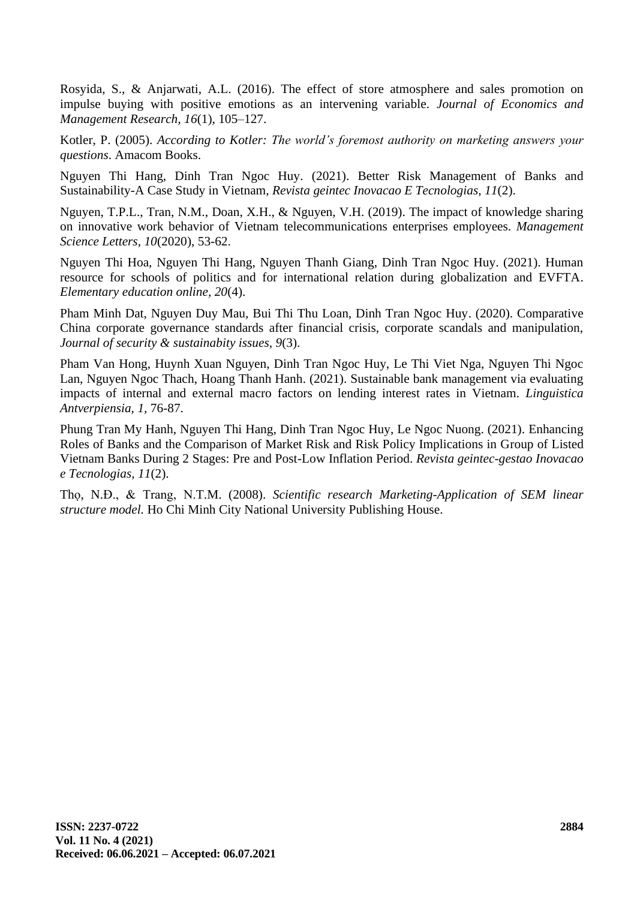Rosyida, S., & Anjarwati, A.L. (2016). The effect of store atmosphere and sales promotion on impulse buying with positive emotions as an intervening variable. *Journal of Economics and Management Research, 16*(1), 105–127.

Kotler, P. (2005). *According to Kotler: The world's foremost authority on marketing answers your questions*. Amacom Books.

Nguyen Thi Hang, Dinh Tran Ngoc Huy. (2021). Better Risk Management of Banks and Sustainability-A Case Study in Vietnam, *Revista geintec Inovacao E Tecnologias, 11*(2).

Nguyen, T.P.L., Tran, N.M., Doan, X.H., & Nguyen, V.H. (2019). The impact of knowledge sharing on innovative work behavior of Vietnam telecommunications enterprises employees. *Management Science Letters, 10*(2020), 53-62.

Nguyen Thi Hoa, Nguyen Thi Hang, Nguyen Thanh Giang, Dinh Tran Ngoc Huy. (2021). Human resource for schools of politics and for international relation during globalization and EVFTA. *Elementary education online, 20*(4).

Pham Minh Dat, Nguyen Duy Mau, Bui Thi Thu Loan, Dinh Tran Ngoc Huy. (2020). Comparative China corporate governance standards after financial crisis, corporate scandals and manipulation, *Journal of security & sustainabity issues, 9*(3).

Pham Van Hong, Huynh Xuan Nguyen, Dinh Tran Ngoc Huy, Le Thi Viet Nga, Nguyen Thi Ngoc Lan, Nguyen Ngoc Thach, Hoang Thanh Hanh. (2021). Sustainable bank management via evaluating impacts of internal and external macro factors on lending interest rates in Vietnam. *Linguistica Antverpiensia, 1*, 76-87.

Phung Tran My Hanh, Nguyen Thi Hang, Dinh Tran Ngoc Huy, Le Ngoc Nuong. (2021). Enhancing Roles of Banks and the Comparison of Market Risk and Risk Policy Implications in Group of Listed Vietnam Banks During 2 Stages: Pre and Post-Low Inflation Period. *Revista geintec-gestao Inovacao e Tecnologias, 11*(2).

Thọ, N.Đ., & Trang, N.T.M. (2008). *Scientific research Marketing-Application of SEM linear structure model.* Ho Chi Minh City National University Publishing House.